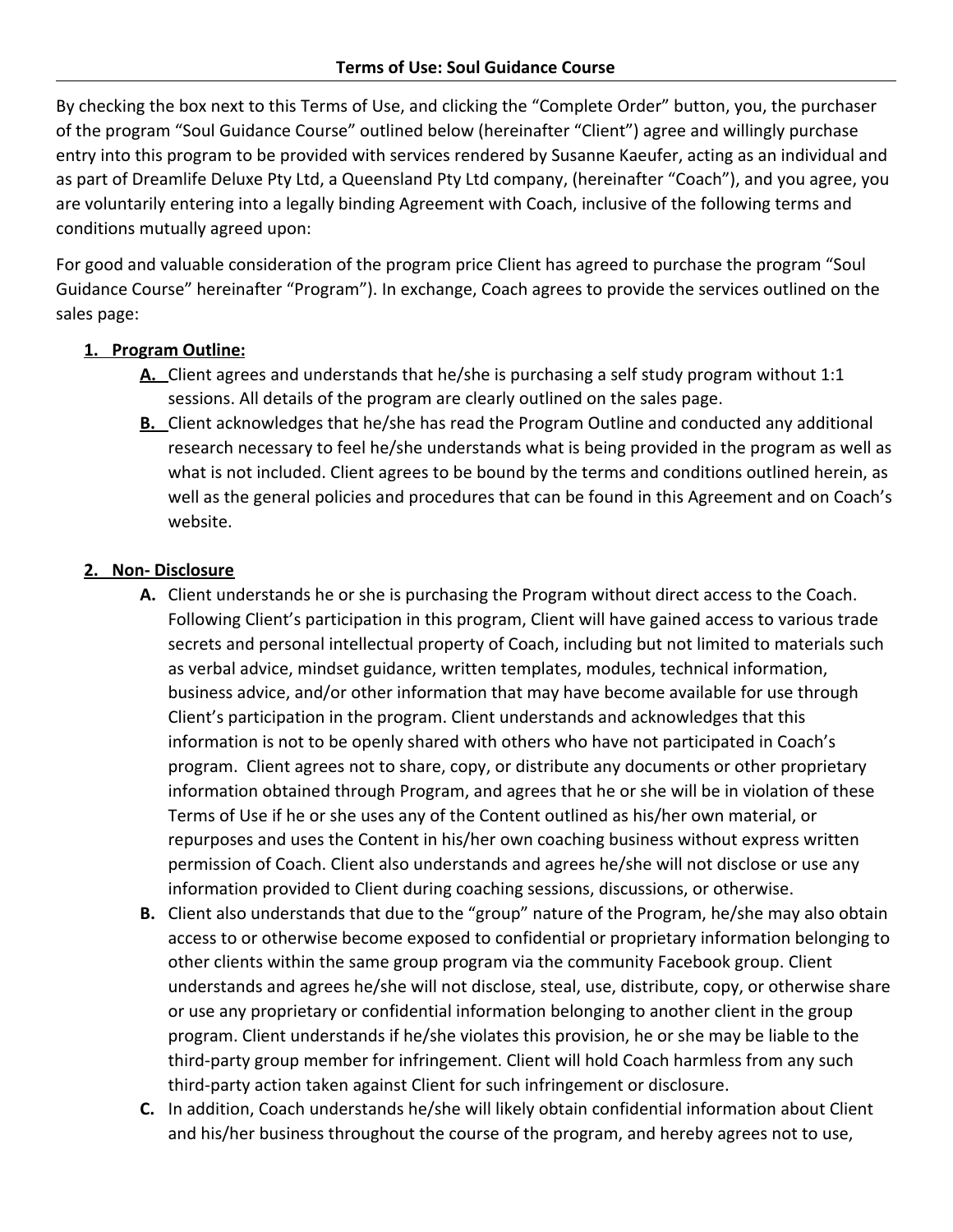**Terms of Use: Soul Guidance Course**

By checking the box next to this Terms of Use, and clicking the "Complete Order" button, you, the purchaser of the program "Soul Guidance Course" outlined below (hereinafter "Client") agree and willingly purchase entry into this program to be provided with services rendered by Susanne Kaeufer, acting as an individual and as part of Dreamlife Deluxe Pty Ltd, a Queensland Pty Ltd company, (hereinafter "Coach"), and you agree, you are voluntarily entering into a legally binding Agreement with Coach, inclusive of the following terms and conditions mutually agreed upon:

For good and valuable consideration of the program price Client has agreed to purchase the program "Soul Guidance Course" hereinafter "Program"). In exchange, Coach agrees to provide the services outlined on the sales page:

1. **Program Outline:**
   - **A.** Client agrees and understands that he/she is purchasing a self study program without 1:1 sessions. All details of the program are clearly outlined on the sales page.
   - **B.** Client acknowledges that he/she has read the Program Outline and conducted any additional research necessary to feel he/she understands what is being provided in the program as well as what is not included. Client agrees to be bound by the terms and conditions outlined herein, as well as the general policies and procedures that can be found in this Agreement and on Coach's website.

2. **Non- Disclosure**
   - **A.** Client understands he or she is purchasing the Program without direct access to the Coach. Following Client's participation in this program, Client will have gained access to various trade secrets and personal intellectual property of Coach, including but not limited to materials such as verbal advice, mindset guidance, written templates, modules, technical information, business advice, and/or other information that may have become available for use through Client's participation in the program. Client understands and acknowledges that this information is not to be openly shared with others who have not participated in Coach's program. Client agrees not to share, copy, or distribute any documents or other proprietary information obtained through Program, and agrees that he or she will be in violation of these Terms of Use if he or she uses any of the Content outlined as his/her own material, or repurposes and uses the Content in his/her own coaching business without express written permission of Coach. Client also understands and agrees he/she will not disclose or use any information provided to Client during coaching sessions, discussions, or otherwise.
   - **B.** Client also understands that due to the "group" nature of the Program, he/she may also obtain access to or otherwise become exposed to confidential or proprietary information belonging to other clients within the same group program via the community Facebook group. Client understands and agrees he/she will not disclose, steal, use, distribute, copy, or otherwise share or use any proprietary or confidential information belonging to another client in the group program. Client understands if he/she violates this provision, he or she may be liable to the third-party group member for infringement. Client will hold Coach harmless from any such third-party action taken against Client for such infringement or disclosure.
   - **C.** In addition, Coach understands he/she will likely obtain confidential information about Client and his/her business throughout the course of the program, and hereby agrees not to use,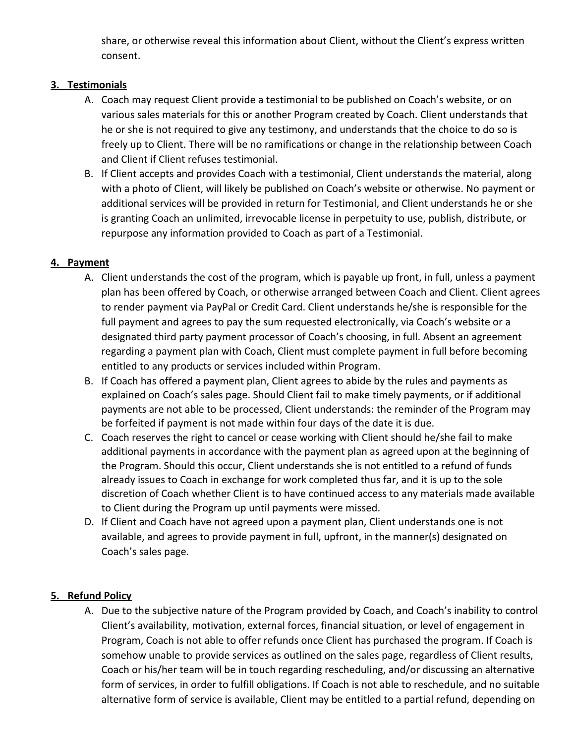share, or otherwise reveal this information about Client, without the Client's express written consent.

## 3. Testimonials

A. Coach may request Client provide a testimonial to be published on Coach's website, or on various sales materials for this or another Program created by Coach. Client understands that he or she is not required to give any testimony, and understands that the choice to do so is freely up to Client. There will be no ramifications or change in the relationship between Coach and Client if Client refuses testimonial.

B. If Client accepts and provides Coach with a testimonial, Client understands the material, along with a photo of Client, will likely be published on Coach's website or otherwise. No payment or additional services will be provided in return for Testimonial, and Client understands he or she is granting Coach an unlimited, irrevocable license in perpetuity to use, publish, distribute, or repurpose any information provided to Coach as part of a Testimonial.

## 4. Payment

A. Client understands the cost of the program, which is payable up front, in full, unless a payment plan has been offered by Coach, or otherwise arranged between Coach and Client. Client agrees to render payment via PayPal or Credit Card. Client understands he/she is responsible for the full payment and agrees to pay the sum requested electronically, via Coach's website or a designated third party payment processor of Coach's choosing, in full. Absent an agreement regarding a payment plan with Coach, Client must complete payment in full before becoming entitled to any products or services included within Program.

B. If Coach has offered a payment plan, Client agrees to abide by the rules and payments as explained on Coach's sales page. Should Client fail to make timely payments, or if additional payments are not able to be processed, Client understands: the reminder of the Program may be forfeited if payment is not made within four days of the date it is due.

C. Coach reserves the right to cancel or cease working with Client should he/she fail to make additional payments in accordance with the payment plan as agreed upon at the beginning of the Program. Should this occur, Client understands she is not entitled to a refund of funds already issues to Coach in exchange for work completed thus far, and it is up to the sole discretion of Coach whether Client is to have continued access to any materials made available to Client during the Program up until payments were missed.

D. If Client and Coach have not agreed upon a payment plan, Client understands one is not available, and agrees to provide payment in full, upfront, in the manner(s) designated on Coach's sales page.

## 5. Refund Policy

A. Due to the subjective nature of the Program provided by Coach, and Coach's inability to control Client's availability, motivation, external forces, financial situation, or level of engagement in Program, Coach is not able to offer refunds once Client has purchased the program. If Coach is somehow unable to provide services as outlined on the sales page, regardless of Client results, Coach or his/her team will be in touch regarding rescheduling, and/or discussing an alternative form of services, in order to fulfill obligations. If Coach is not able to reschedule, and no suitable alternative form of service is available, Client may be entitled to a partial refund, depending on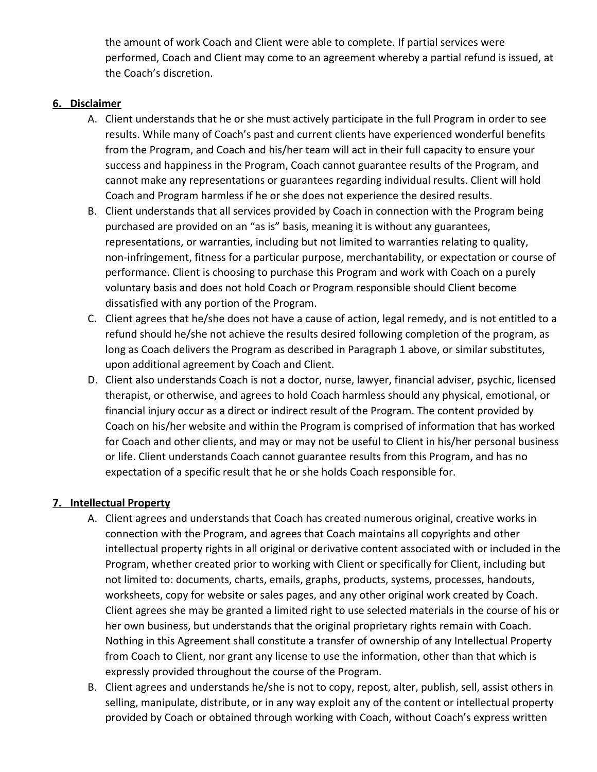the amount of work Coach and Client were able to complete. If partial services were performed, Coach and Client may come to an agreement whereby a partial refund is issued, at the Coach's discretion.

**6. Disclaimer**

A. Client understands that he or she must actively participate in the full Program in order to see results. While many of Coach's past and current clients have experienced wonderful benefits from the Program, and Coach and his/her team will act in their full capacity to ensure your success and happiness in the Program, Coach cannot guarantee results of the Program, and cannot make any representations or guarantees regarding individual results. Client will hold Coach and Program harmless if he or she does not experience the desired results.

B. Client understands that all services provided by Coach in connection with the Program being purchased are provided on an "as is" basis, meaning it is without any guarantees, representations, or warranties, including but not limited to warranties relating to quality, non-infringement, fitness for a particular purpose, merchantability, or expectation or course of performance. Client is choosing to purchase this Program and work with Coach on a purely voluntary basis and does not hold Coach or Program responsible should Client become dissatisfied with any portion of the Program.

C. Client agrees that he/she does not have a cause of action, legal remedy, and is not entitled to a refund should he/she not achieve the results desired following completion of the program, as long as Coach delivers the Program as described in Paragraph 1 above, or similar substitutes, upon additional agreement by Coach and Client.

D. Client also understands Coach is not a doctor, nurse, lawyer, financial adviser, psychic, licensed therapist, or otherwise, and agrees to hold Coach harmless should any physical, emotional, or financial injury occur as a direct or indirect result of the Program. The content provided by Coach on his/her website and within the Program is comprised of information that has worked for Coach and other clients, and may or may not be useful to Client in his/her personal business or life. Client understands Coach cannot guarantee results from this Program, and has no expectation of a specific result that he or she holds Coach responsible for.

**7. Intellectual Property**

A. Client agrees and understands that Coach has created numerous original, creative works in connection with the Program, and agrees that Coach maintains all copyrights and other intellectual property rights in all original or derivative content associated with or included in the Program, whether created prior to working with Client or specifically for Client, including but not limited to: documents, charts, emails, graphs, products, systems, processes, handouts, worksheets, copy for website or sales pages, and any other original work created by Coach. Client agrees she may be granted a limited right to use selected materials in the course of his or her own business, but understands that the original proprietary rights remain with Coach. Nothing in this Agreement shall constitute a transfer of ownership of any Intellectual Property from Coach to Client, nor grant any license to use the information, other than that which is expressly provided throughout the course of the Program.

B. Client agrees and understands he/she is not to copy, repost, alter, publish, sell, assist others in selling, manipulate, distribute, or in any way exploit any of the content or intellectual property provided by Coach or obtained through working with Coach, without Coach's express written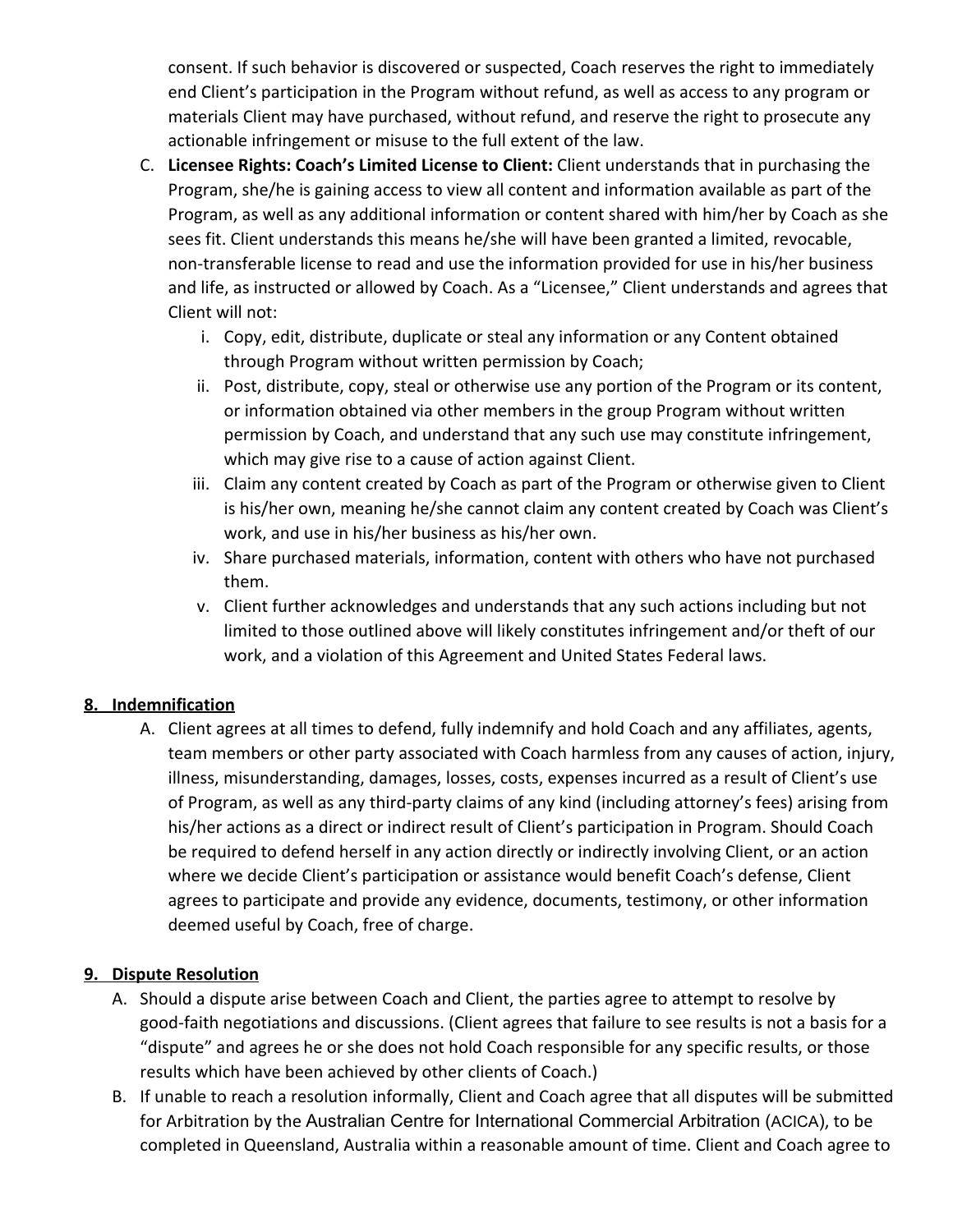consent. If such behavior is discovered or suspected, Coach reserves the right to immediately end Client's participation in the Program without refund, as well as access to any program or materials Client may have purchased, without refund, and reserve the right to prosecute any actionable infringement or misuse to the full extent of the law.

C. **Licensee Rights: Coach's Limited License to Client:** Client understands that in purchasing the Program, she/he is gaining access to view all content and information available as part of the Program, as well as any additional information or content shared with him/her by Coach as she sees fit. Client understands this means he/she will have been granted a limited, revocable, non-transferable license to read and use the information provided for use in his/her business and life, as instructed or allowed by Coach. As a "Licensee," Client understands and agrees that Client will not:
   i. Copy, edit, distribute, duplicate or steal any information or any Content obtained through Program without written permission by Coach;
   ii. Post, distribute, copy, steal or otherwise use any portion of the Program or its content, or information obtained via other members in the group Program without written permission by Coach, and understand that any such use may constitute infringement, which may give rise to a cause of action against Client.
   iii. Claim any content created by Coach as part of the Program or otherwise given to Client is his/her own, meaning he/she cannot claim any content created by Coach was Client's work, and use in his/her business as his/her own.
   iv. Share purchased materials, information, content with others who have not purchased them.
   v. Client further acknowledges and understands that any such actions including but not limited to those outlined above will likely constitutes infringement and/or theft of our work, and a violation of this Agreement and United States Federal laws.

## 8. Indemnification

A. Client agrees at all times to defend, fully indemnify and hold Coach and any affiliates, agents, team members or other party associated with Coach harmless from any causes of action, injury, illness, misunderstanding, damages, losses, costs, expenses incurred as a result of Client's use of Program, as well as any third-party claims of any kind (including attorney's fees) arising from his/her actions as a direct or indirect result of Client's participation in Program. Should Coach be required to defend herself in any action directly or indirectly involving Client, or an action where we decide Client's participation or assistance would benefit Coach's defense, Client agrees to participate and provide any evidence, documents, testimony, or other information deemed useful by Coach, free of charge.

## 9. Dispute Resolution

A. Should a dispute arise between Coach and Client, the parties agree to attempt to resolve by good-faith negotiations and discussions. (Client agrees that failure to see results is not a basis for a "dispute" and agrees he or she does not hold Coach responsible for any specific results, or those results which have been achieved by other clients of Coach.)

B. If unable to reach a resolution informally, Client and Coach agree that all disputes will be submitted for Arbitration by the Australian Centre for International Commercial Arbitration (ACICA), to be completed in Queensland, Australia within a reasonable amount of time. Client and Coach agree to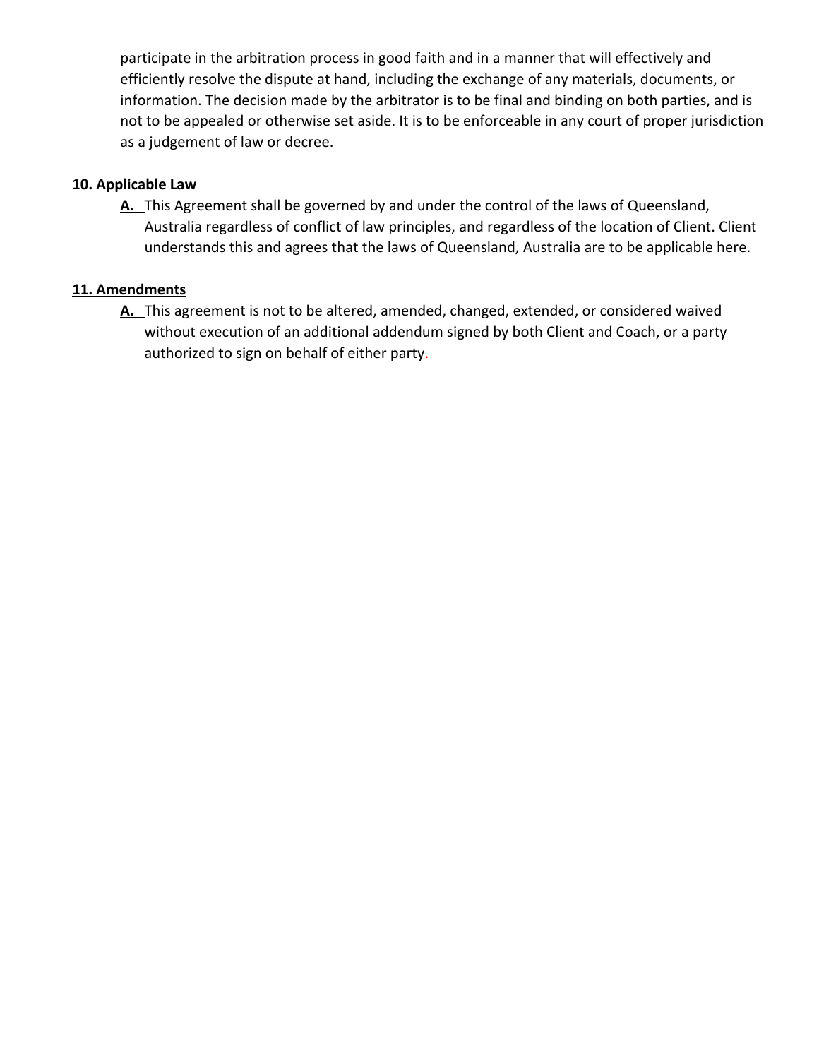participate in the arbitration process in good faith and in a manner that will effectively and efficiently resolve the dispute at hand, including the exchange of any materials, documents, or information. The decision made by the arbitrator is to be final and binding on both parties, and is not to be appealed or otherwise set aside. It is to be enforceable in any court of proper jurisdiction as a judgement of law or decree.

**10. Applicable Law**

**A.** This Agreement shall be governed by and under the control of the laws of Queensland, Australia regardless of conflict of law principles, and regardless of the location of Client. Client understands this and agrees that the laws of Queensland, Australia are to be applicable here.

**11. Amendments**

**A.** This agreement is not to be altered, amended, changed, extended, or considered waived without execution of an additional addendum signed by both Client and Coach, or a party authorized to sign on behalf of either party.